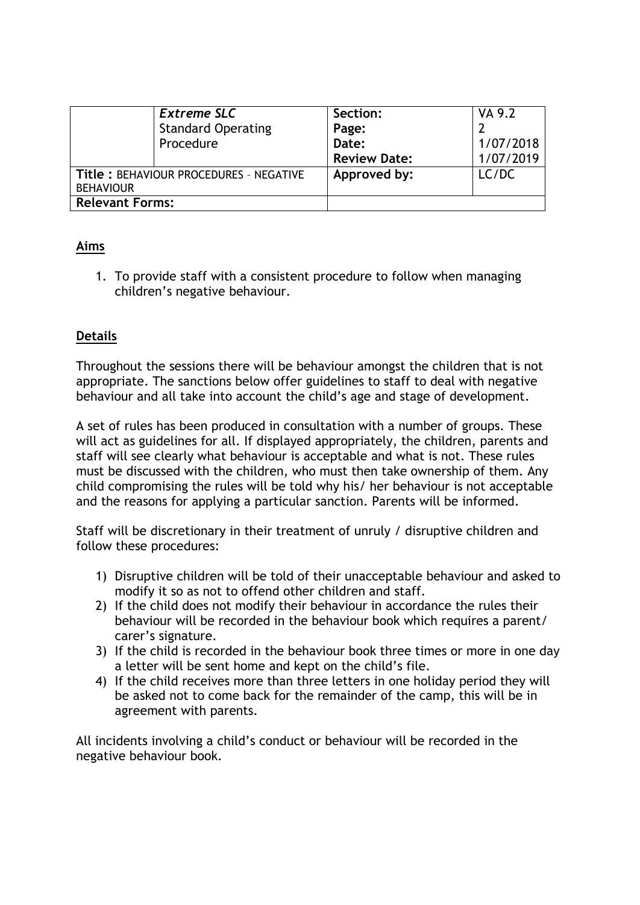| | *Extreme SLC* Standard Operating Procedure | **Section:** **Page:** **Date:** **Review Date:** | VA 9.2 2 1/07/2018 1/07/2019 |
|---|---|---|---|
| **Title :** BEHAVIOUR PROCEDURES – NEGATIVE BEHAVIOUR | | **Approved by:** | LC/DC |
| **Relevant Forms:** | | | |

## Aims

1. To provide staff with a consistent procedure to follow when managing children's negative behaviour.

## Details

Throughout the sessions there will be behaviour amongst the children that is not appropriate. The sanctions below offer guidelines to staff to deal with negative behaviour and all take into account the child's age and stage of development.

A set of rules has been produced in consultation with a number of groups. These will act as guidelines for all. If displayed appropriately, the children, parents and staff will see clearly what behaviour is acceptable and what is not. These rules must be discussed with the children, who must then take ownership of them. Any child compromising the rules will be told why his/ her behaviour is not acceptable and the reasons for applying a particular sanction. Parents will be informed.

Staff will be discretionary in their treatment of unruly / disruptive children and follow these procedures:

1) Disruptive children will be told of their unacceptable behaviour and asked to modify it so as not to offend other children and staff.
2) If the child does not modify their behaviour in accordance the rules their behaviour will be recorded in the behaviour book which requires a parent/ carer's signature.
3) If the child is recorded in the behaviour book three times or more in one day a letter will be sent home and kept on the child's file.
4) If the child receives more than three letters in one holiday period they will be asked not to come back for the remainder of the camp, this will be in agreement with parents.

All incidents involving a child's conduct or behaviour will be recorded in the negative behaviour book.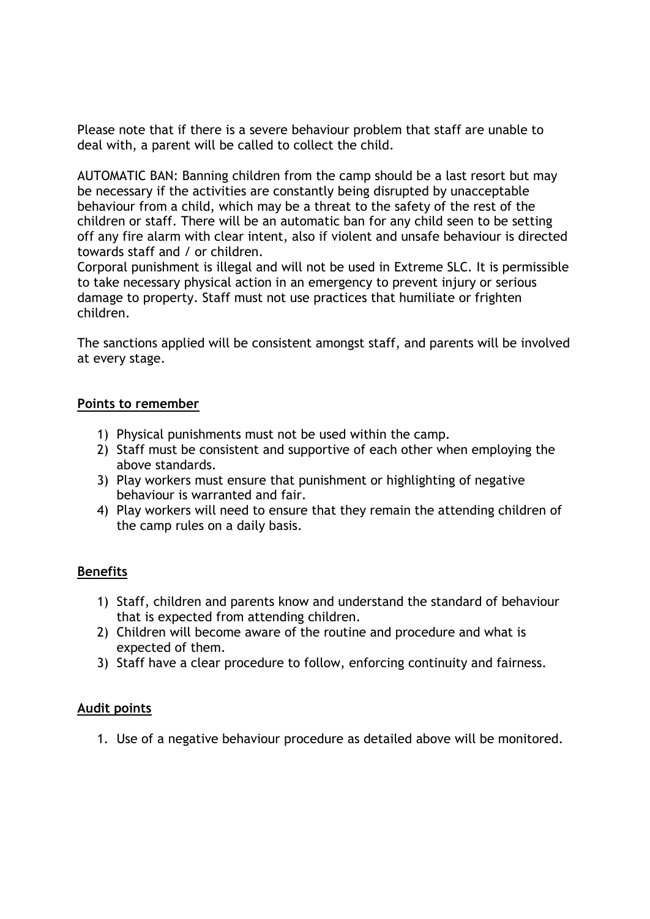Please note that if there is a severe behaviour problem that staff are unable to deal with, a parent will be called to collect the child.

AUTOMATIC BAN: Banning children from the camp should be a last resort but may be necessary if the activities are constantly being disrupted by unacceptable behaviour from a child, which may be a threat to the safety of the rest of the children or staff. There will be an automatic ban for any child seen to be setting off any fire alarm with clear intent, also if violent and unsafe behaviour is directed towards staff and / or children.
Corporal punishment is illegal and will not be used in Extreme SLC. It is permissible to take necessary physical action in an emergency to prevent injury or serious damage to property. Staff must not use practices that humiliate or frighten children.

The sanctions applied will be consistent amongst staff, and parents will be involved at every stage.

**Points to remember**

1) Physical punishments must not be used within the camp.
2) Staff must be consistent and supportive of each other when employing the above standards.
3) Play workers must ensure that punishment or highlighting of negative behaviour is warranted and fair.
4) Play workers will need to ensure that they remain the attending children of the camp rules on a daily basis.

**Benefits**

1) Staff, children and parents know and understand the standard of behaviour that is expected from attending children.
2) Children will become aware of the routine and procedure and what is expected of them.
3) Staff have a clear procedure to follow, enforcing continuity and fairness.

**Audit points**

1. Use of a negative behaviour procedure as detailed above will be monitored.